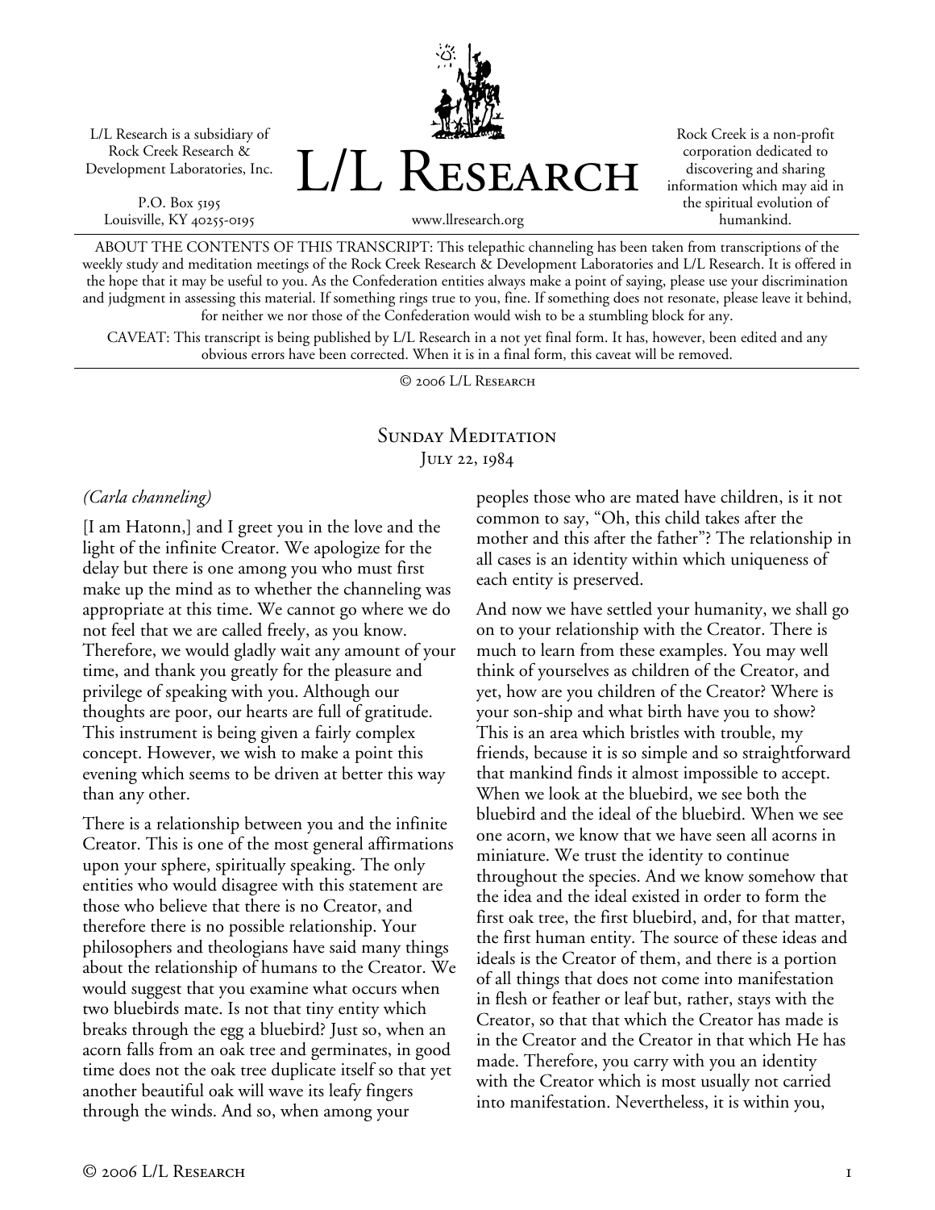L/L Research is a subsidiary of Rock Creek Research & Development Laboratories, Inc.

P.O. Box 5195
Louisville, KY 40255-0195

# L/L Research

www.llresearch.org

Rock Creek is a non-profit corporation dedicated to discovering and sharing information which may aid in the spiritual evolution of humankind.

ABOUT THE CONTENTS OF THIS TRANSCRIPT: This telepathic channeling has been taken from transcriptions of the weekly study and meditation meetings of the Rock Creek Research & Development Laboratories and L/L Research. It is offered in the hope that it may be useful to you. As the Confederation entities always make a point of saying, please use your discrimination and judgment in assessing this material. If something rings true to you, fine. If something does not resonate, please leave it behind, for neither we nor those of the Confederation would wish to be a stumbling block for any.

CAVEAT: This transcript is being published by L/L Research in a not yet final form. It has, however, been edited and any obvious errors have been corrected. When it is in a final form, this caveat will be removed.

© 2006 L/L Research

## Sunday Meditation
### July 22, 1984

*(Carla channeling)*

[I am Hatonn,] and I greet you in the love and the light of the infinite Creator. We apologize for the delay but there is one among you who must first make up the mind as to whether the channeling was appropriate at this time. We cannot go where we do not feel that we are called freely, as you know. Therefore, we would gladly wait any amount of your time, and thank you greatly for the pleasure and privilege of speaking with you. Although our thoughts are poor, our hearts are full of gratitude. This instrument is being given a fairly complex concept. However, we wish to make a point this evening which seems to be driven at better this way than any other.

There is a relationship between you and the infinite Creator. This is one of the most general affirmations upon your sphere, spiritually speaking. The only entities who would disagree with this statement are those who believe that there is no Creator, and therefore there is no possible relationship. Your philosophers and theologians have said many things about the relationship of humans to the Creator. We would suggest that you examine what occurs when two bluebirds mate. Is not that tiny entity which breaks through the egg a bluebird? Just so, when an acorn falls from an oak tree and germinates, in good time does not the oak tree duplicate itself so that yet another beautiful oak will wave its leafy fingers through the winds. And so, when among your peoples those who are mated have children, is it not common to say, "Oh, this child takes after the mother and this after the father"? The relationship in all cases is an identity within which uniqueness of each entity is preserved.

And now we have settled your humanity, we shall go on to your relationship with the Creator. There is much to learn from these examples. You may well think of yourselves as children of the Creator, and yet, how are you children of the Creator? Where is your son-ship and what birth have you to show? This is an area which bristles with trouble, my friends, because it is so simple and so straightforward that mankind finds it almost impossible to accept. When we look at the bluebird, we see both the bluebird and the ideal of the bluebird. When we see one acorn, we know that we have seen all acorns in miniature. We trust the identity to continue throughout the species. And we know somehow that the idea and the ideal existed in order to form the first oak tree, the first bluebird, and, for that matter, the first human entity. The source of these ideas and ideals is the Creator of them, and there is a portion of all things that does not come into manifestation in flesh or feather or leaf but, rather, stays with the Creator, so that that which the Creator has made is in the Creator and the Creator in that which He has made. Therefore, you carry with you an identity with the Creator which is most usually not carried into manifestation. Nevertheless, it is within you,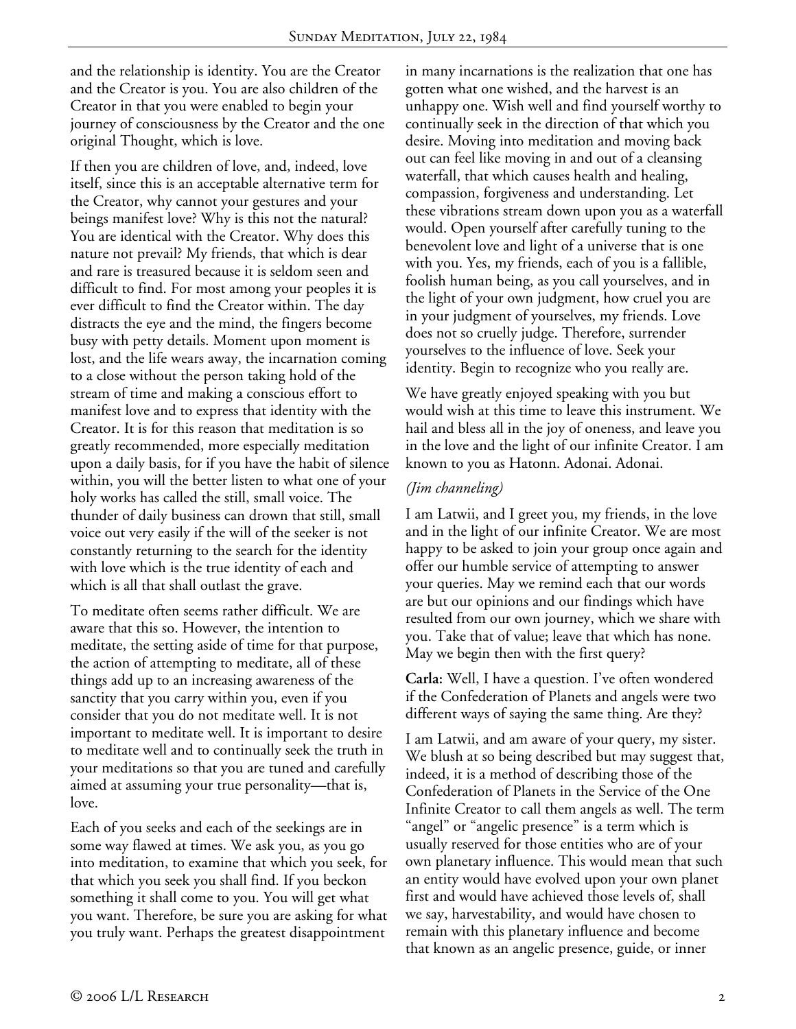and the relationship is identity. You are the Creator and the Creator is you. You are also children of the Creator in that you were enabled to begin your journey of consciousness by the Creator and the one original Thought, which is love.

If then you are children of love, and, indeed, love itself, since this is an acceptable alternative term for the Creator, why cannot your gestures and your beings manifest love? Why is this not the natural? You are identical with the Creator. Why does this nature not prevail? My friends, that which is dear and rare is treasured because it is seldom seen and difficult to find. For most among your peoples it is ever difficult to find the Creator within. The day distracts the eye and the mind, the fingers become busy with petty details. Moment upon moment is lost, and the life wears away, the incarnation coming to a close without the person taking hold of the stream of time and making a conscious effort to manifest love and to express that identity with the Creator. It is for this reason that meditation is so greatly recommended, more especially meditation upon a daily basis, for if you have the habit of silence within, you will the better listen to what one of your holy works has called the still, small voice. The thunder of daily business can drown that still, small voice out very easily if the will of the seeker is not constantly returning to the search for the identity with love which is the true identity of each and which is all that shall outlast the grave.

To meditate often seems rather difficult. We are aware that this so. However, the intention to meditate, the setting aside of time for that purpose, the action of attempting to meditate, all of these things add up to an increasing awareness of the sanctity that you carry within you, even if you consider that you do not meditate well. It is not important to meditate well. It is important to desire to meditate well and to continually seek the truth in your meditations so that you are tuned and carefully aimed at assuming your true personality—that is, love.

Each of you seeks and each of the seekings are in some way flawed at times. We ask you, as you go into meditation, to examine that which you seek, for that which you seek you shall find. If you beckon something it shall come to you. You will get what you want. Therefore, be sure you are asking for what you truly want. Perhaps the greatest disappointment in many incarnations is the realization that one has gotten what one wished, and the harvest is an unhappy one. Wish well and find yourself worthy to continually seek in the direction of that which you desire. Moving into meditation and moving back out can feel like moving in and out of a cleansing waterfall, that which causes health and healing, compassion, forgiveness and understanding. Let these vibrations stream down upon you as a waterfall would. Open yourself after carefully tuning to the benevolent love and light of a universe that is one with you. Yes, my friends, each of you is a fallible, foolish human being, as you call yourselves, and in the light of your own judgment, how cruel you are in your judgment of yourselves, my friends. Love does not so cruelly judge. Therefore, surrender yourselves to the influence of love. Seek your identity. Begin to recognize who you really are.

We have greatly enjoyed speaking with you but would wish at this time to leave this instrument. We hail and bless all in the joy of oneness, and leave you in the love and the light of our infinite Creator. I am known to you as Hatonn. Adonai. Adonai.

*(Jim channeling)*

I am Latwii, and I greet you, my friends, in the love and in the light of our infinite Creator. We are most happy to be asked to join your group once again and offer our humble service of attempting to answer your queries. May we remind each that our words are but our opinions and our findings which have resulted from our own journey, which we share with you. Take that of value; leave that which has none. May we begin then with the first query?

**Carla:** Well, I have a question. I've often wondered if the Confederation of Planets and angels were two different ways of saying the same thing. Are they?

I am Latwii, and am aware of your query, my sister. We blush at so being described but may suggest that, indeed, it is a method of describing those of the Confederation of Planets in the Service of the One Infinite Creator to call them angels as well. The term "angel" or "angelic presence" is a term which is usually reserved for those entities who are of your own planetary influence. This would mean that such an entity would have evolved upon your own planet first and would have achieved those levels of, shall we say, harvestability, and would have chosen to remain with this planetary influence and become that known as an angelic presence, guide, or inner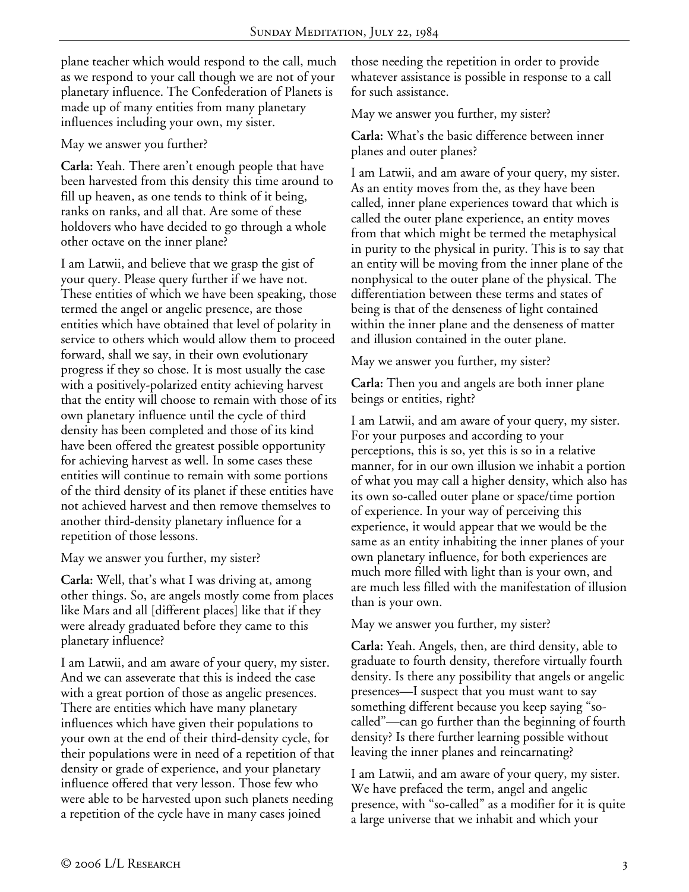plane teacher which would respond to the call, much as we respond to your call though we are not of your planetary influence. The Confederation of Planets is made up of many entities from many planetary influences including your own, my sister.

May we answer you further?

**Carla:** Yeah. There aren't enough people that have been harvested from this density this time around to fill up heaven, as one tends to think of it being, ranks on ranks, and all that. Are some of these holdovers who have decided to go through a whole other octave on the inner plane?

I am Latwii, and believe that we grasp the gist of your query. Please query further if we have not. These entities of which we have been speaking, those termed the angel or angelic presence, are those entities which have obtained that level of polarity in service to others which would allow them to proceed forward, shall we say, in their own evolutionary progress if they so chose. It is most usually the case with a positively-polarized entity achieving harvest that the entity will choose to remain with those of its own planetary influence until the cycle of third density has been completed and those of its kind have been offered the greatest possible opportunity for achieving harvest as well. In some cases these entities will continue to remain with some portions of the third density of its planet if these entities have not achieved harvest and then remove themselves to another third-density planetary influence for a repetition of those lessons.

May we answer you further, my sister?

**Carla:** Well, that's what I was driving at, among other things. So, are angels mostly come from places like Mars and all [different places] like that if they were already graduated before they came to this planetary influence?

I am Latwii, and am aware of your query, my sister. And we can asseverate that this is indeed the case with a great portion of those as angelic presences. There are entities which have many planetary influences which have given their populations to your own at the end of their third-density cycle, for their populations were in need of a repetition of that density or grade of experience, and your planetary influence offered that very lesson. Those few who were able to be harvested upon such planets needing a repetition of the cycle have in many cases joined those needing the repetition in order to provide whatever assistance is possible in response to a call for such assistance.

May we answer you further, my sister?

**Carla:** What's the basic difference between inner planes and outer planes?

I am Latwii, and am aware of your query, my sister. As an entity moves from the, as they have been called, inner plane experiences toward that which is called the outer plane experience, an entity moves from that which might be termed the metaphysical in purity to the physical in purity. This is to say that an entity will be moving from the inner plane of the nonphysical to the outer plane of the physical. The differentiation between these terms and states of being is that of the denseness of light contained within the inner plane and the denseness of matter and illusion contained in the outer plane.

May we answer you further, my sister?

**Carla:** Then you and angels are both inner plane beings or entities, right?

I am Latwii, and am aware of your query, my sister. For your purposes and according to your perceptions, this is so, yet this is so in a relative manner, for in our own illusion we inhabit a portion of what you may call a higher density, which also has its own so-called outer plane or space/time portion of experience. In your way of perceiving this experience, it would appear that we would be the same as an entity inhabiting the inner planes of your own planetary influence, for both experiences are much more filled with light than is your own, and are much less filled with the manifestation of illusion than is your own.

May we answer you further, my sister?

**Carla:** Yeah. Angels, then, are third density, able to graduate to fourth density, therefore virtually fourth density. Is there any possibility that angels or angelic presences—I suspect that you must want to say something different because you keep saying "so-called"—can go further than the beginning of fourth density? Is there further learning possible without leaving the inner planes and reincarnating?

I am Latwii, and am aware of your query, my sister. We have prefaced the term, angel and angelic presence, with "so-called" as a modifier for it is quite a large universe that we inhabit and which your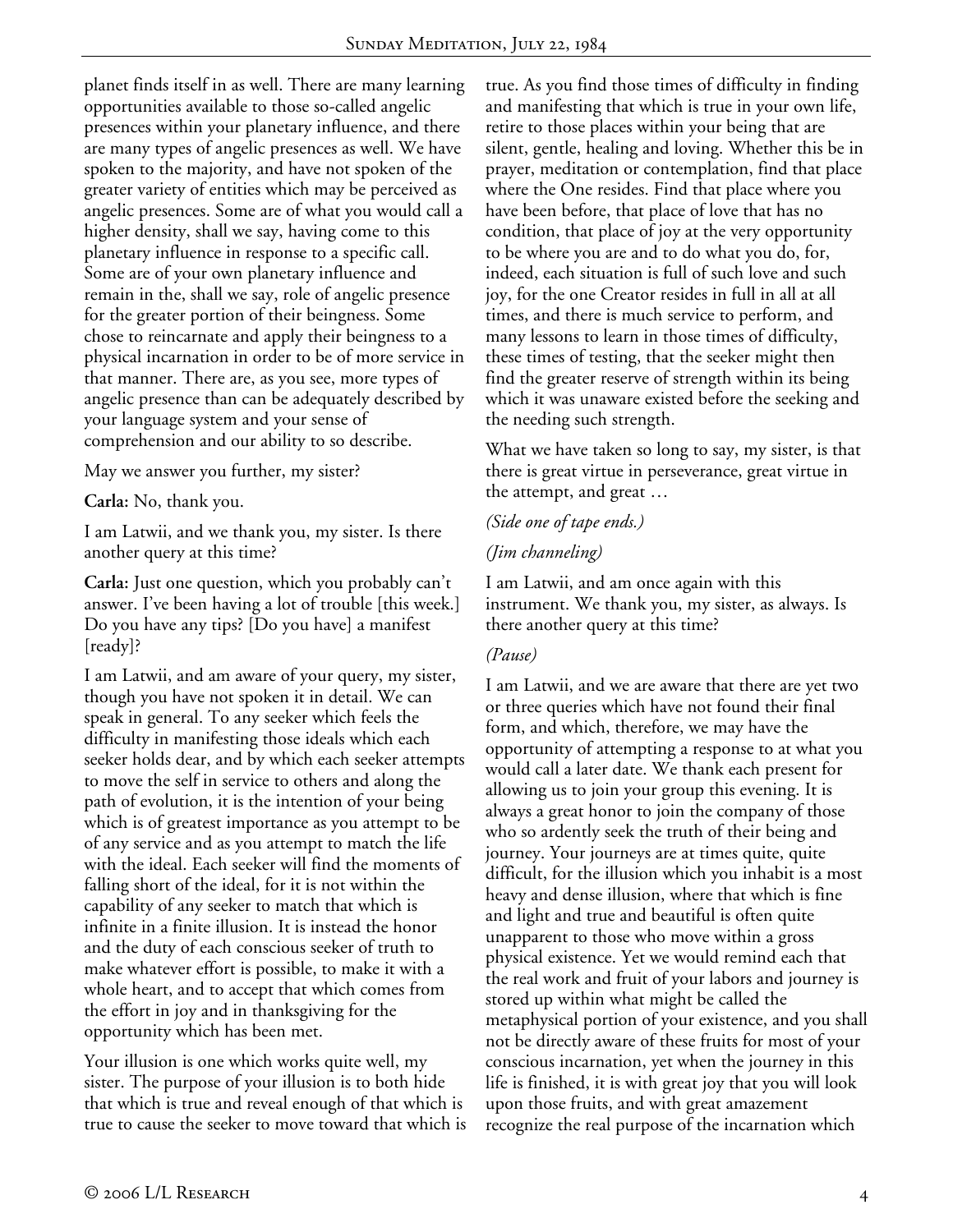planet finds itself in as well. There are many learning opportunities available to those so-called angelic presences within your planetary influence, and there are many types of angelic presences as well. We have spoken to the majority, and have not spoken of the greater variety of entities which may be perceived as angelic presences. Some are of what you would call a higher density, shall we say, having come to this planetary influence in response to a specific call. Some are of your own planetary influence and remain in the, shall we say, role of angelic presence for the greater portion of their beingness. Some chose to reincarnate and apply their beingness to a physical incarnation in order to be of more service in that manner. There are, as you see, more types of angelic presence than can be adequately described by your language system and your sense of comprehension and our ability to so describe.

May we answer you further, my sister?

**Carla:** No, thank you.

I am Latwii, and we thank you, my sister. Is there another query at this time?

**Carla:** Just one question, which you probably can't answer. I've been having a lot of trouble [this week.] Do you have any tips? [Do you have] a manifest [ready]?

I am Latwii, and am aware of your query, my sister, though you have not spoken it in detail. We can speak in general. To any seeker which feels the difficulty in manifesting those ideals which each seeker holds dear, and by which each seeker attempts to move the self in service to others and along the path of evolution, it is the intention of your being which is of greatest importance as you attempt to be of any service and as you attempt to match the life with the ideal. Each seeker will find the moments of falling short of the ideal, for it is not within the capability of any seeker to match that which is infinite in a finite illusion. It is instead the honor and the duty of each conscious seeker of truth to make whatever effort is possible, to make it with a whole heart, and to accept that which comes from the effort in joy and in thanksgiving for the opportunity which has been met.

Your illusion is one which works quite well, my sister. The purpose of your illusion is to both hide that which is true and reveal enough of that which is true to cause the seeker to move toward that which is true. As you find those times of difficulty in finding and manifesting that which is true in your own life, retire to those places within your being that are silent, gentle, healing and loving. Whether this be in prayer, meditation or contemplation, find that place where the One resides. Find that place where you have been before, that place of love that has no condition, that place of joy at the very opportunity to be where you are and to do what you do, for, indeed, each situation is full of such love and such joy, for the one Creator resides in full in all at all times, and there is much service to perform, and many lessons to learn in those times of difficulty, these times of testing, that the seeker might then find the greater reserve of strength within its being which it was unaware existed before the seeking and the needing such strength.

What we have taken so long to say, my sister, is that there is great virtue in perseverance, great virtue in the attempt, and great …

*(Side one of tape ends.)*

*(Jim channeling)*

I am Latwii, and am once again with this instrument. We thank you, my sister, as always. Is there another query at this time?

*(Pause)*

I am Latwii, and we are aware that there are yet two or three queries which have not found their final form, and which, therefore, we may have the opportunity of attempting a response to at what you would call a later date. We thank each present for allowing us to join your group this evening. It is always a great honor to join the company of those who so ardently seek the truth of their being and journey. Your journeys are at times quite, quite difficult, for the illusion which you inhabit is a most heavy and dense illusion, where that which is fine and light and true and beautiful is often quite unapparent to those who move within a gross physical existence. Yet we would remind each that the real work and fruit of your labors and journey is stored up within what might be called the metaphysical portion of your existence, and you shall not be directly aware of these fruits for most of your conscious incarnation, yet when the journey in this life is finished, it is with great joy that you will look upon those fruits, and with great amazement recognize the real purpose of the incarnation which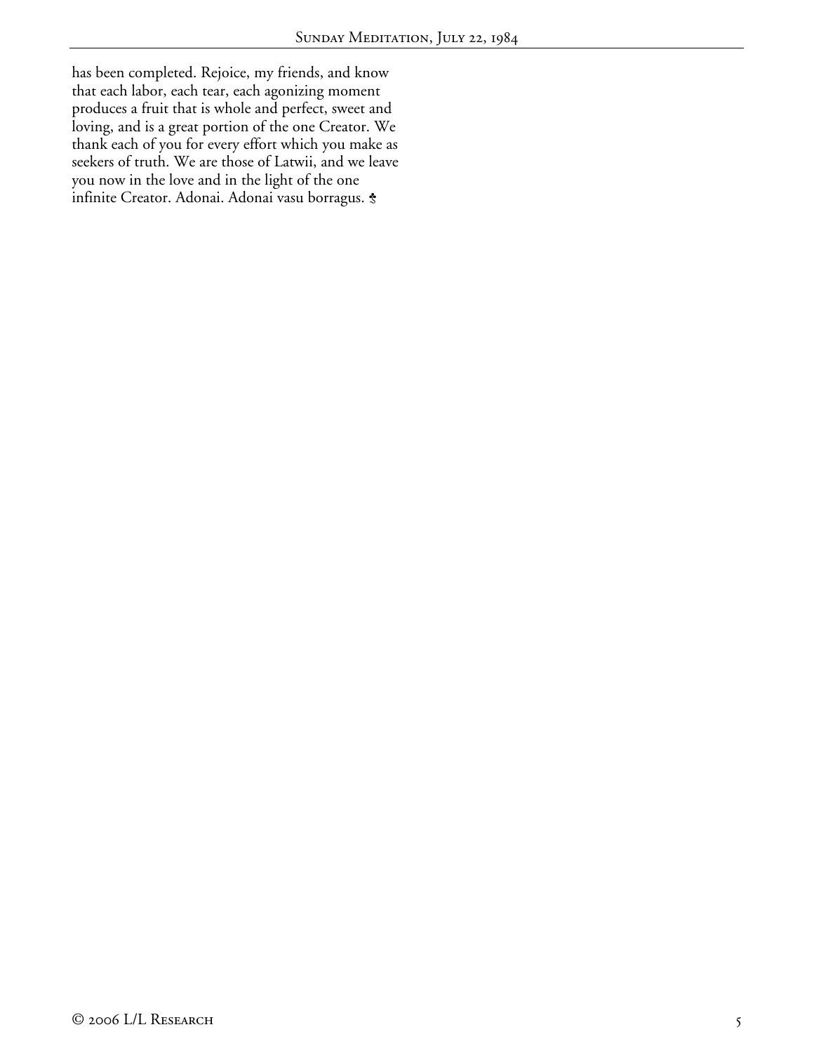has been completed. Rejoice, my friends, and know that each labor, each tear, each agonizing moment produces a fruit that is whole and perfect, sweet and loving, and is a great portion of the one Creator. We thank each of you for every effort which you make as seekers of truth. We are those of Latwii, and we leave you now in the love and in the light of the one infinite Creator. Adonai. Adonai vasu borragus. ✣